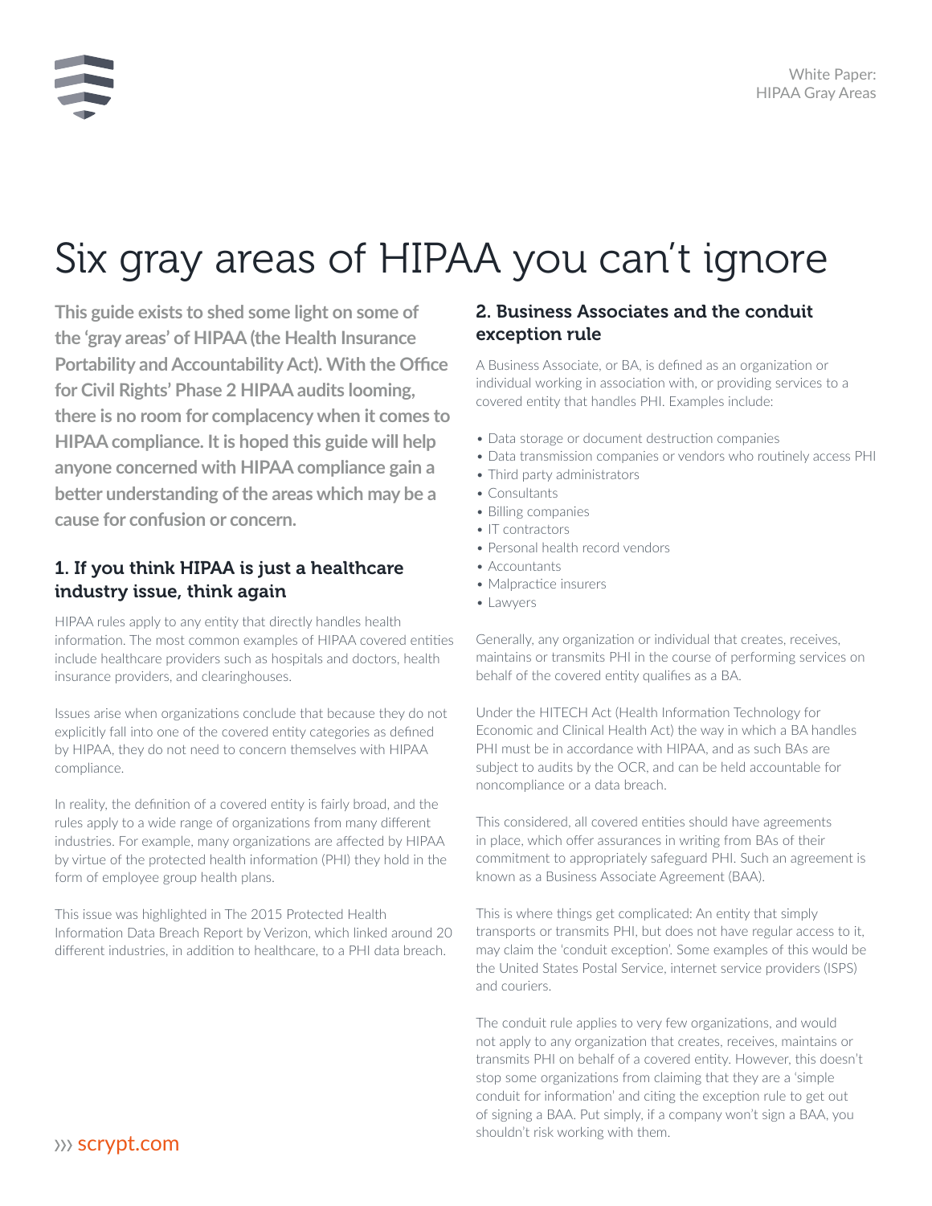# Six gray areas of HIPAA you can't ignore

**This guide exists to shed some light on some of the 'gray areas' of HIPAA (the Health Insurance Portability and Accountability Act). With the Office for Civil Rights' Phase 2 HIPAA audits looming, there is no room for complacency when it comes to HIPAA compliance. It is hoped this guide will help anyone concerned with HIPAA compliance gain a better understanding of the areas which may be a cause for confusion or concern.**

## 1. If you think HIPAA is just a healthcare industry issue, think again

HIPAA rules apply to any entity that directly handles health information. The most common examples of HIPAA covered entities include healthcare providers such as hospitals and doctors, health insurance providers, and clearinghouses.

Issues arise when organizations conclude that because they do not explicitly fall into one of the covered entity categories as defined by HIPAA, they do not need to concern themselves with HIPAA compliance.

In reality, the definition of a covered entity is fairly broad, and the rules apply to a wide range of organizations from many different industries. For example, many organizations are affected by HIPAA by virtue of the protected health information (PHI) they hold in the form of employee group health plans.

This issue was highlighted in The 2015 Protected Health Information Data Breach Report by Verizon, which linked around 20 different industries, in addition to healthcare, to a PHI data breach.

## 2. Business Associates and the conduit exception rule

A Business Associate, or BA, is defined as an organization or individual working in association with, or providing services to a covered entity that handles PHI. Examples include:

- Data storage or document destruction companies
- Data transmission companies or vendors who routinely access PHI
- Third party administrators
- Consultants
- Billing companies
- IT contractors
- Personal health record vendors
- Accountants
- Malpractice insurers
- Lawyers

Generally, any organization or individual that creates, receives, maintains or transmits PHI in the course of performing services on behalf of the covered entity qualifies as a BA.

Under the HITECH Act (Health Information Technology for Economic and Clinical Health Act) the way in which a BA handles PHI must be in accordance with HIPAA, and as such BAs are subject to audits by the OCR, and can be held accountable for noncompliance or a data breach.

This considered, all covered entities should have agreements in place, which offer assurances in writing from BAs of their commitment to appropriately safeguard PHI. Such an agreement is known as a Business Associate Agreement (BAA).

This is where things get complicated: An entity that simply transports or transmits PHI, but does not have regular access to it, may claim the 'conduit exception'. Some examples of this would be the United States Postal Service, internet service providers (ISPS) and couriers.

The conduit rule applies to very few organizations, and would not apply to any organization that creates, receives, maintains or transmits PHI on behalf of a covered entity. However, this doesn't stop some organizations from claiming that they are a 'simple conduit for information' and citing the exception rule to get out of signing a BAA. Put simply, if a company won't sign a BAA, you shouldn't risk working with them.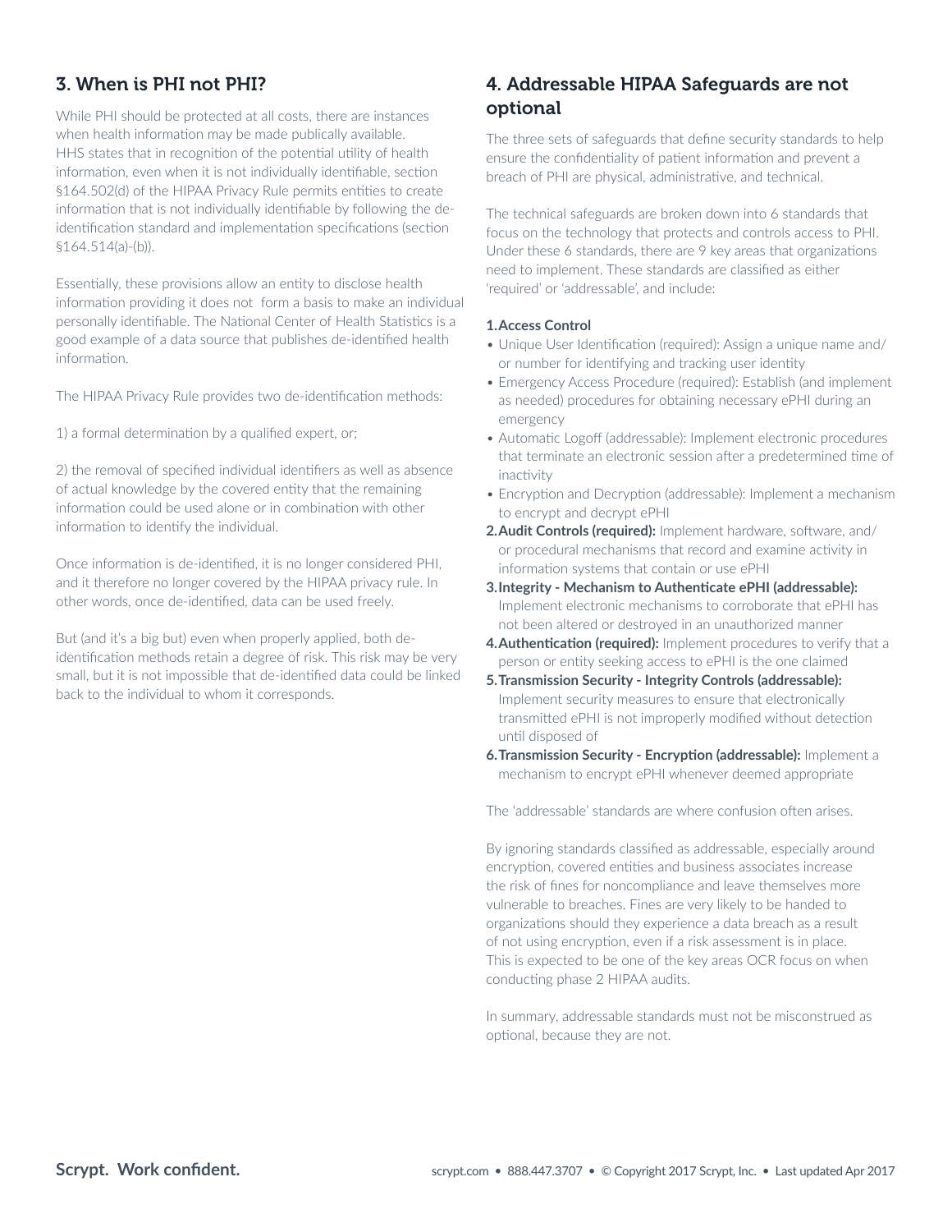## 3. When is PHI not PHI?

While PHI should be protected at all costs, there are instances when health information may be made publically available. HHS states that in recognition of the potential utility of health information, even when it is not individually identifiable, section §164.502(d) of the HIPAA Privacy Rule permits entities to create information that is not individually identifiable by following the de-identification standard and implementation specifications (section §164.514(a)-(b)).

Essentially, these provisions allow an entity to disclose health information providing it does not form a basis to make an individual personally identifiable. The National Center of Health Statistics is a good example of a data source that publishes de-identified health information.

The HIPAA Privacy Rule provides two de-identification methods:

1) a formal determination by a qualified expert, or;

2) the removal of specified individual identifiers as well as absence of actual knowledge by the covered entity that the remaining information could be used alone or in combination with other information to identify the individual.

Once information is de-identified, it is no longer considered PHI, and it therefore no longer covered by the HIPAA privacy rule. In other words, once de-identified, data can be used freely.

But (and it's a big but) even when properly applied, both de-identification methods retain a degree of risk. This risk may be very small, but it is not impossible that de-identified data could be linked back to the individual to whom it corresponds.

## 4. Addressable HIPAA Safeguards are not optional

The three sets of safeguards that define security standards to help ensure the confidentiality of patient information and prevent a breach of PHI are physical, administrative, and technical.

The technical safeguards are broken down into 6 standards that focus on the technology that protects and controls access to PHI. Under these 6 standards, there are 9 key areas that organizations need to implement. These standards are classified as either 'required' or 'addressable', and include:

1. **Access Control**
   - Unique User Identification (required): Assign a unique name and/or number for identifying and tracking user identity
   - Emergency Access Procedure (required): Establish (and implement as needed) procedures for obtaining necessary ePHI during an emergency
   - Automatic Logoff (addressable): Implement electronic procedures that terminate an electronic session after a predetermined time of inactivity
   - Encryption and Decryption (addressable): Implement a mechanism to encrypt and decrypt ePHI
2. **Audit Controls (required):** Implement hardware, software, and/or procedural mechanisms that record and examine activity in information systems that contain or use ePHI
3. **Integrity - Mechanism to Authenticate ePHI (addressable):** Implement electronic mechanisms to corroborate that ePHI has not been altered or destroyed in an unauthorized manner
4. **Authentication (required):** Implement procedures to verify that a person or entity seeking access to ePHI is the one claimed
5. **Transmission Security - Integrity Controls (addressable):** Implement security measures to ensure that electronically transmitted ePHI is not improperly modified without detection until disposed of
6. **Transmission Security - Encryption (addressable):** Implement a mechanism to encrypt ePHI whenever deemed appropriate

The 'addressable' standards are where confusion often arises.

By ignoring standards classified as addressable, especially around encryption, covered entities and business associates increase the risk of fines for noncompliance and leave themselves more vulnerable to breaches. Fines are very likely to be handed to organizations should they experience a data breach as a result of not using encryption, even if a risk assessment is in place. This is expected to be one of the key areas OCR focus on when conducting phase 2 HIPAA audits.

In summary, addressable standards must not be misconstrued as optional, because they are not.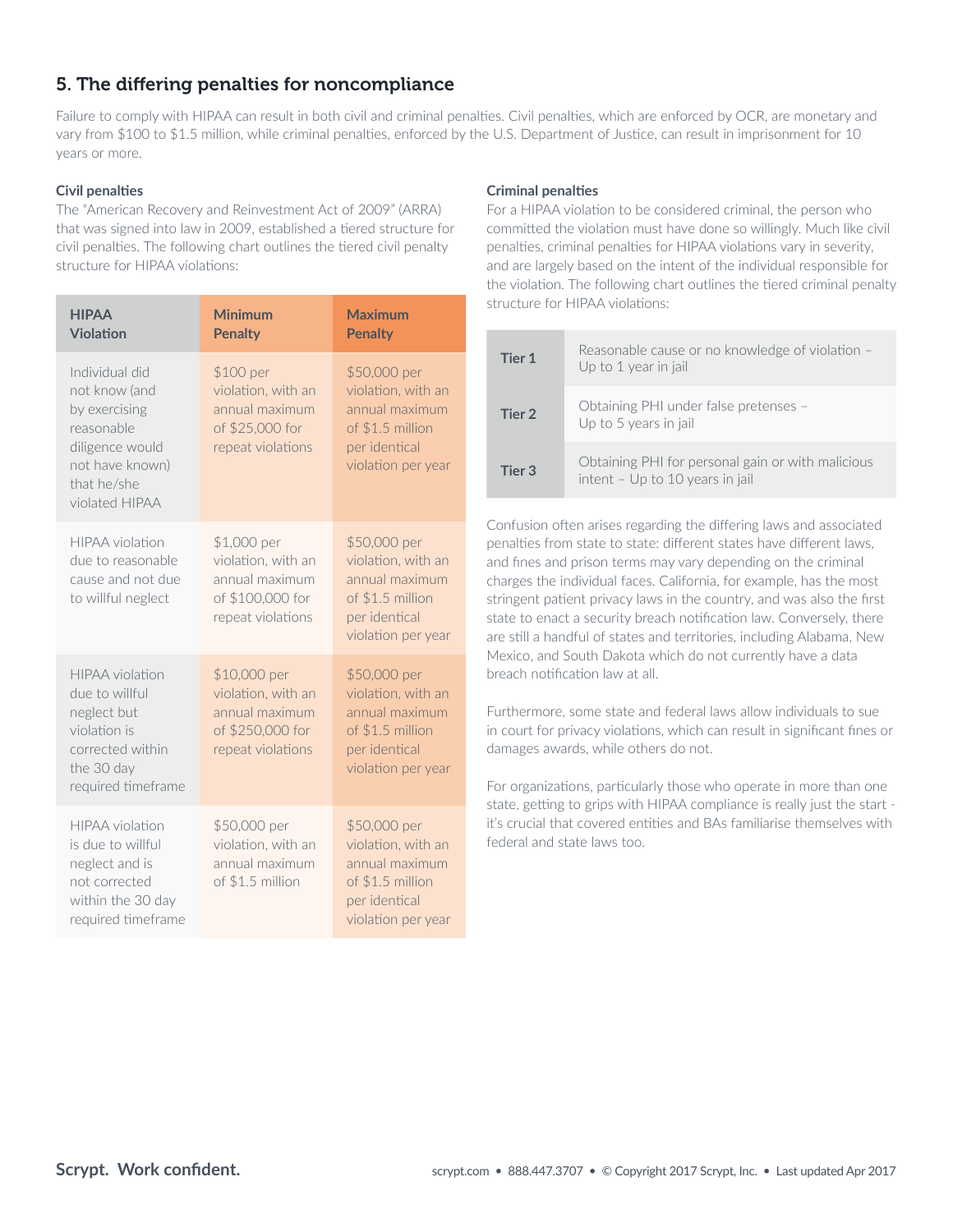## 5. The differing penalties for noncompliance

Failure to comply with HIPAA can result in both civil and criminal penalties. Civil penalties, which are enforced by OCR, are monetary and vary from $100 to $1.5 million, while criminal penalties, enforced by the U.S. Department of Justice, can result in imprisonment for 10 years or more.

### Civil penalties

The "American Recovery and Reinvestment Act of 2009" (ARRA) that was signed into law in 2009, established a tiered structure for civil penalties. The following chart outlines the tiered civil penalty structure for HIPAA violations:

| HIPAA Violation | Minimum Penalty | Maximum Penalty |
|---|---|---|
| Individual did not know (and by exercising reasonable diligence would not have known) that he/she violated HIPAA | $100 per violation, with an annual maximum of $25,000 for repeat violations | $50,000 per violation, with an annual maximum of $1.5 million per identical violation per year |
| HIPAA violation due to reasonable cause and not due to willful neglect | $1,000 per violation, with an annual maximum of $100,000 for repeat violations | $50,000 per violation, with an annual maximum of $1.5 million per identical violation per year |
| HIPAA violation due to willful neglect but violation is corrected within the 30 day required timeframe | $10,000 per violation, with an annual maximum of $250,000 for repeat violations | $50,000 per violation, with an annual maximum of $1.5 million per identical violation per year |
| HIPAA violation is due to willful neglect and is not corrected within the 30 day required timeframe | $50,000 per violation, with an annual maximum of $1.5 million | $50,000 per violation, with an annual maximum of $1.5 million per identical violation per year |

### Criminal penalties

For a HIPAA violation to be considered criminal, the person who committed the violation must have done so willingly. Much like civil penalties, criminal penalties for HIPAA violations vary in severity, and are largely based on the intent of the individual responsible for the violation. The following chart outlines the tiered criminal penalty structure for HIPAA violations:

| | |
|---|---|
| **Tier 1** | Reasonable cause or no knowledge of violation – Up to 1 year in jail |
| **Tier 2** | Obtaining PHI under false pretenses – Up to 5 years in jail |
| **Tier 3** | Obtaining PHI for personal gain or with malicious intent – Up to 10 years in jail |

Confusion often arises regarding the differing laws and associated penalties from state to state: different states have different laws, and fines and prison terms may vary depending on the criminal charges the individual faces. California, for example, has the most stringent patient privacy laws in the country, and was also the first state to enact a security breach notification law. Conversely, there are still a handful of states and territories, including Alabama, New Mexico, and South Dakota which do not currently have a data breach notification law at all.

Furthermore, some state and federal laws allow individuals to sue in court for privacy violations, which can result in significant fines or damages awards, while others do not.

For organizations, particularly those who operate in more than one state, getting to grips with HIPAA compliance is really just the start - it's crucial that covered entities and BAs familiarise themselves with federal and state laws too.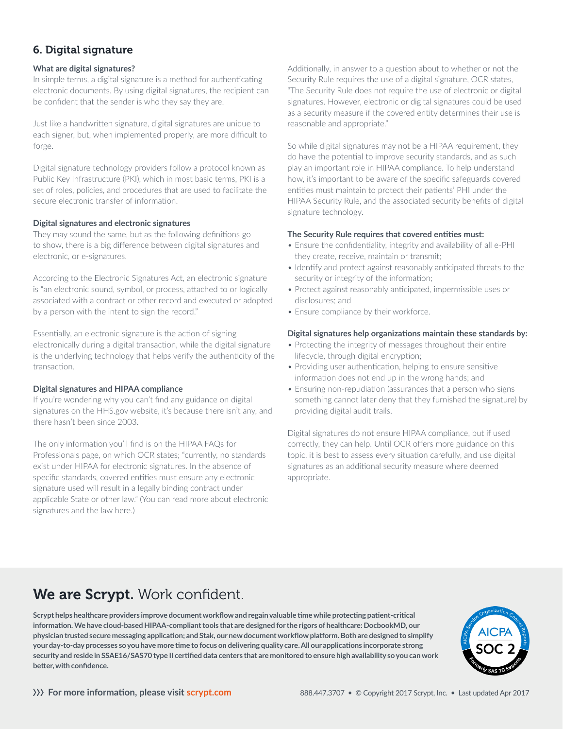## 6. Digital signature

**What are digital signatures?**

In simple terms, a digital signature is a method for authenticating electronic documents. By using digital signatures, the recipient can be confident that the sender is who they say they are.

Just like a handwritten signature, digital signatures are unique to each signer, but, when implemented properly, are more difficult to forge.

Digital signature technology providers follow a protocol known as Public Key Infrastructure (PKI), which in most basic terms, PKI is a set of roles, policies, and procedures that are used to facilitate the secure electronic transfer of information.

**Digital signatures and electronic signatures**

They may sound the same, but as the following definitions go to show, there is a big difference between digital signatures and electronic, or e-signatures.

According to the Electronic Signatures Act, an electronic signature is "an electronic sound, symbol, or process, attached to or logically associated with a contract or other record and executed or adopted by a person with the intent to sign the record."

Essentially, an electronic signature is the action of signing electronically during a digital transaction, while the digital signature is the underlying technology that helps verify the authenticity of the transaction.

**Digital signatures and HIPAA compliance**

If you're wondering why you can't find any guidance on digital signatures on the HHS.gov website, it's because there isn't any, and there hasn't been since 2003.

The only information you'll find is on the HIPAA FAQs for Professionals page, on which OCR states; "currently, no standards exist under HIPAA for electronic signatures. In the absence of specific standards, covered entities must ensure any electronic signature used will result in a legally binding contract under applicable State or other law." (You can read more about electronic signatures and the law here.)

Additionally, in answer to a question about to whether or not the Security Rule requires the use of a digital signature, OCR states, "The Security Rule does not require the use of electronic or digital signatures. However, electronic or digital signatures could be used as a security measure if the covered entity determines their use is reasonable and appropriate."

So while digital signatures may not be a HIPAA requirement, they do have the potential to improve security standards, and as such play an important role in HIPAA compliance. To help understand how, it's important to be aware of the specific safeguards covered entities must maintain to protect their patients' PHI under the HIPAA Security Rule, and the associated security benefits of digital signature technology.

**The Security Rule requires that covered entities must:**

- Ensure the confidentiality, integrity and availability of all e-PHI they create, receive, maintain or transmit;
- Identify and protect against reasonably anticipated threats to the security or integrity of the information;
- Protect against reasonably anticipated, impermissible uses or disclosures; and
- Ensure compliance by their workforce.

**Digital signatures help organizations maintain these standards by:**

- Protecting the integrity of messages throughout their entire lifecycle, through digital encryption;
- Providing user authentication, helping to ensure sensitive information does not end up in the wrong hands; and
- Ensuring non-repudiation (assurances that a person who signs something cannot later deny that they furnished the signature) by providing digital audit trails.

Digital signatures do not ensure HIPAA compliance, but if used correctly, they can help. Until OCR offers more guidance on this topic, it is best to assess every situation carefully, and use digital signatures as an additional security measure where deemed appropriate.

## We are Scrypt. Work confident.

**Scrypt helps healthcare providers improve document workflow and regain valuable time while protecting patient-critical information. We have cloud-based HIPAA-compliant tools that are designed for the rigors of healthcare: DocbookMD, our physician trusted secure messaging application; and Stak, our new document workflow platform. Both are designed to simplify your day-to-day processes so you have more time to focus on delivering quality care. All our applications incorporate strong security and reside in SSAE16/SAS70 type II certified data centers that are monitored to ensure high availability so you can work better, with confidence.**

AICPA Service Organization Control Reports
AICPA
SOC 2
Formerly SAS 70 Reports

››› **For more information, please visit scrypt.com**

888.447.3707 • © Copyright 2017 Scrypt, Inc. • Last updated Apr 2017